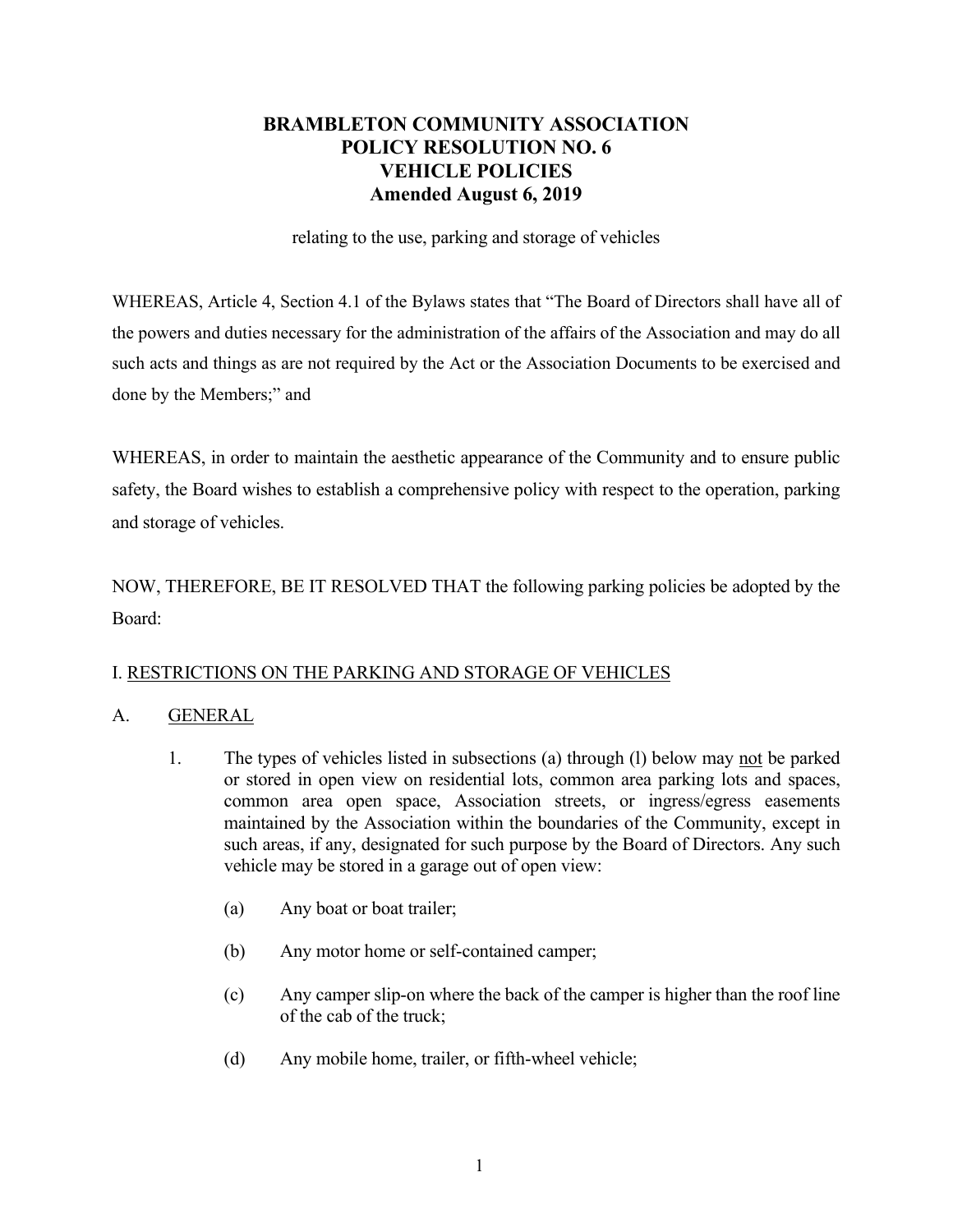# BRAMBLETON COMMUNITY ASSOCIATION
# POLICY RESOLUTION NO. 6
# VEHICLE POLICIES
# Amended August 6, 2019

relating to the use, parking and storage of vehicles

WHEREAS, Article 4, Section 4.1 of the Bylaws states that "The Board of Directors shall have all of the powers and duties necessary for the administration of the affairs of the Association and may do all such acts and things as are not required by the Act or the Association Documents to be exercised and done by the Members;" and

WHEREAS, in order to maintain the aesthetic appearance of the Community and to ensure public safety, the Board wishes to establish a comprehensive policy with respect to the operation, parking and storage of vehicles.

NOW, THEREFORE, BE IT RESOLVED THAT the following parking policies be adopted by the Board:

## I. <u>RESTRICTIONS ON THE PARKING AND STORAGE OF VEHICLES</u>

### A. <u>GENERAL</u>

1. The types of vehicles listed in subsections (a) through (l) below may <u>not</u> be parked or stored in open view on residential lots, common area parking lots and spaces, common area open space, Association streets, or ingress/egress easements maintained by the Association within the boundaries of the Community, except in such areas, if any, designated for such purpose by the Board of Directors. Any such vehicle may be stored in a garage out of open view:

    (a) Any boat or boat trailer;

    (b) Any motor home or self-contained camper;

    (c) Any camper slip-on where the back of the camper is higher than the roof line of the cab of the truck;

    (d) Any mobile home, trailer, or fifth-wheel vehicle;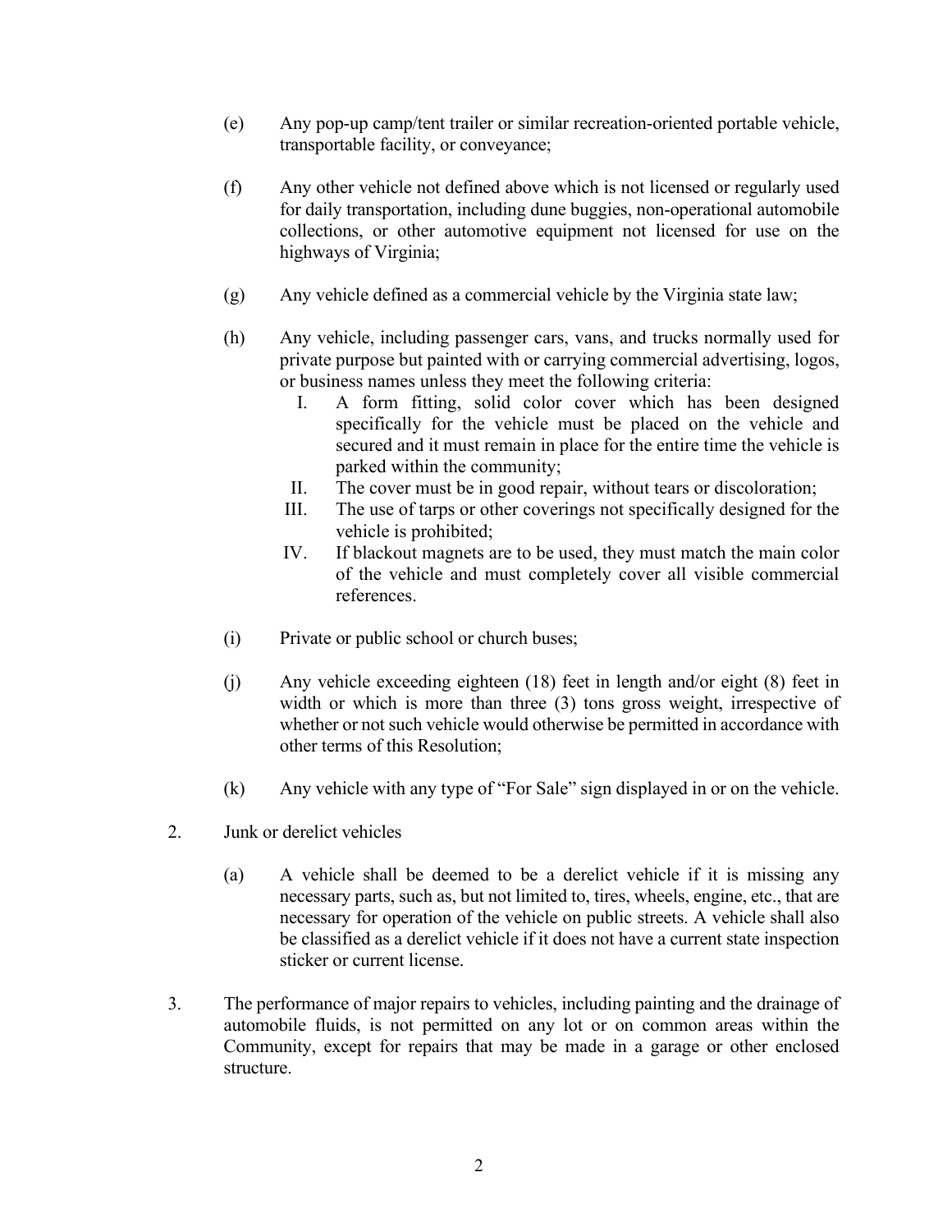(e) Any pop-up camp/tent trailer or similar recreation-oriented portable vehicle, transportable facility, or conveyance;

(f) Any other vehicle not defined above which is not licensed or regularly used for daily transportation, including dune buggies, non-operational automobile collections, or other automotive equipment not licensed for use on the highways of Virginia;

(g) Any vehicle defined as a commercial vehicle by the Virginia state law;

(h) Any vehicle, including passenger cars, vans, and trucks normally used for private purpose but painted with or carrying commercial advertising, logos, or business names unless they meet the following criteria:

   I. A form fitting, solid color cover which has been designed specifically for the vehicle must be placed on the vehicle and secured and it must remain in place for the entire time the vehicle is parked within the community;

   II. The cover must be in good repair, without tears or discoloration;

   III. The use of tarps or other coverings not specifically designed for the vehicle is prohibited;

   IV. If blackout magnets are to be used, they must match the main color of the vehicle and must completely cover all visible commercial references.

(i) Private or public school or church buses;

(j) Any vehicle exceeding eighteen (18) feet in length and/or eight (8) feet in width or which is more than three (3) tons gross weight, irrespective of whether or not such vehicle would otherwise be permitted in accordance with other terms of this Resolution;

(k) Any vehicle with any type of "For Sale" sign displayed in or on the vehicle.

2. Junk or derelict vehicles

   (a) A vehicle shall be deemed to be a derelict vehicle if it is missing any necessary parts, such as, but not limited to, tires, wheels, engine, etc., that are necessary for operation of the vehicle on public streets. A vehicle shall also be classified as a derelict vehicle if it does not have a current state inspection sticker or current license.

3. The performance of major repairs to vehicles, including painting and the drainage of automobile fluids, is not permitted on any lot or on common areas within the Community, except for repairs that may be made in a garage or other enclosed structure.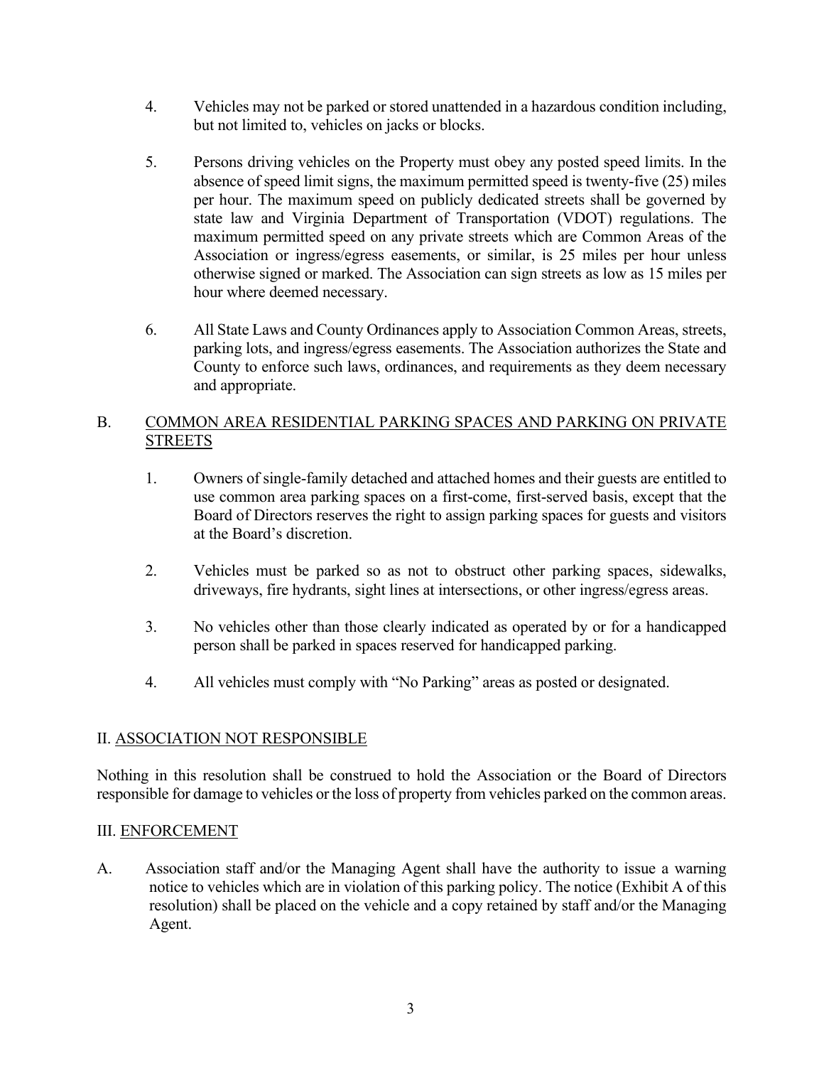4. Vehicles may not be parked or stored unattended in a hazardous condition including, but not limited to, vehicles on jacks or blocks.

5. Persons driving vehicles on the Property must obey any posted speed limits. In the absence of speed limit signs, the maximum permitted speed is twenty-five (25) miles per hour. The maximum speed on publicly dedicated streets shall be governed by state law and Virginia Department of Transportation (VDOT) regulations. The maximum permitted speed on any private streets which are Common Areas of the Association or ingress/egress easements, or similar, is 25 miles per hour unless otherwise signed or marked. The Association can sign streets as low as 15 miles per hour where deemed necessary.

6. All State Laws and County Ordinances apply to Association Common Areas, streets, parking lots, and ingress/egress easements. The Association authorizes the State and County to enforce such laws, ordinances, and requirements as they deem necessary and appropriate.

B. COMMON AREA RESIDENTIAL PARKING SPACES AND PARKING ON PRIVATE STREETS

1. Owners of single-family detached and attached homes and their guests are entitled to use common area parking spaces on a first-come, first-served basis, except that the Board of Directors reserves the right to assign parking spaces for guests and visitors at the Board's discretion.

2. Vehicles must be parked so as not to obstruct other parking spaces, sidewalks, driveways, fire hydrants, sight lines at intersections, or other ingress/egress areas.

3. No vehicles other than those clearly indicated as operated by or for a handicapped person shall be parked in spaces reserved for handicapped parking.

4. All vehicles must comply with "No Parking" areas as posted or designated.

## II. ASSOCIATION NOT RESPONSIBLE

Nothing in this resolution shall be construed to hold the Association or the Board of Directors responsible for damage to vehicles or the loss of property from vehicles parked on the common areas.

## III. ENFORCEMENT

A. Association staff and/or the Managing Agent shall have the authority to issue a warning notice to vehicles which are in violation of this parking policy. The notice (Exhibit A of this resolution) shall be placed on the vehicle and a copy retained by staff and/or the Managing Agent.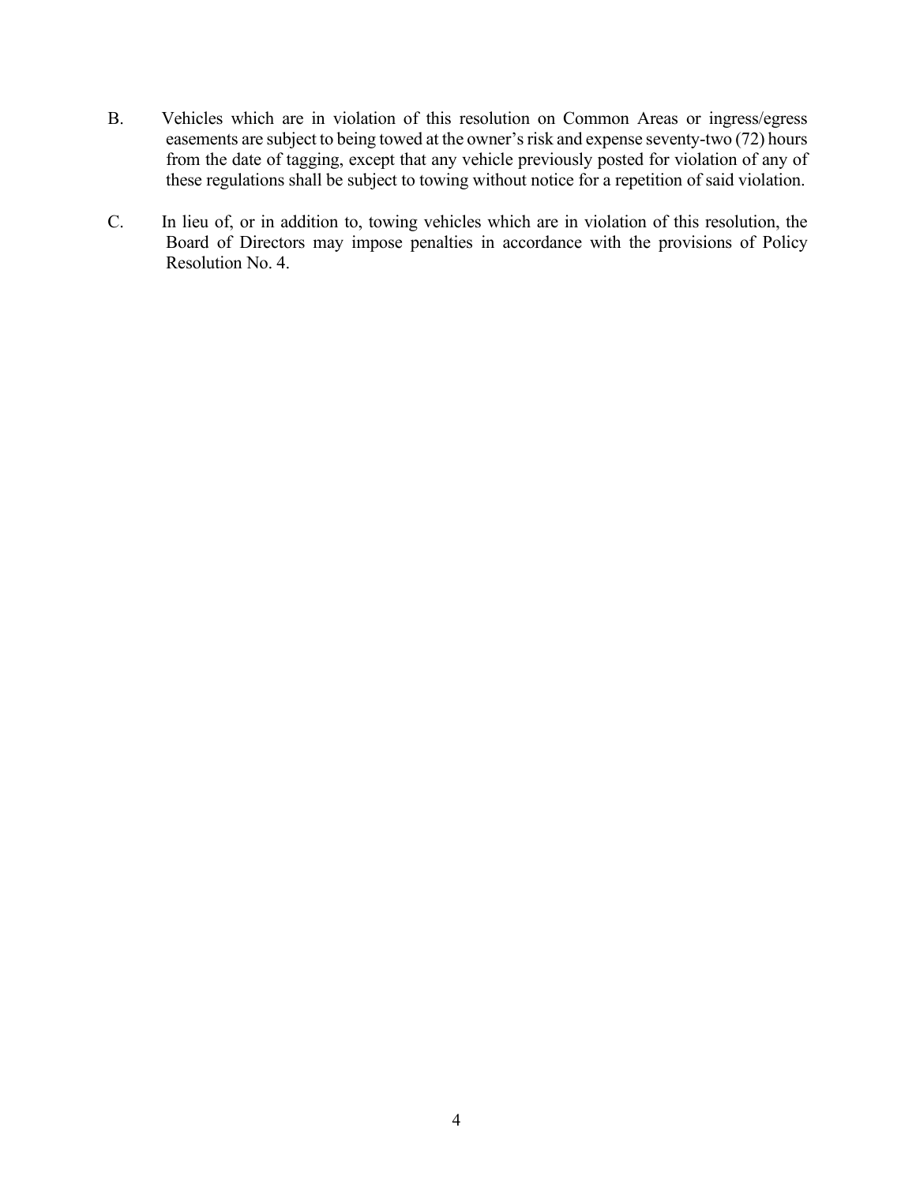B. Vehicles which are in violation of this resolution on Common Areas or ingress/egress easements are subject to being towed at the owner's risk and expense seventy-two (72) hours from the date of tagging, except that any vehicle previously posted for violation of any of these regulations shall be subject to towing without notice for a repetition of said violation.

C. In lieu of, or in addition to, towing vehicles which are in violation of this resolution, the Board of Directors may impose penalties in accordance with the provisions of Policy Resolution No. 4.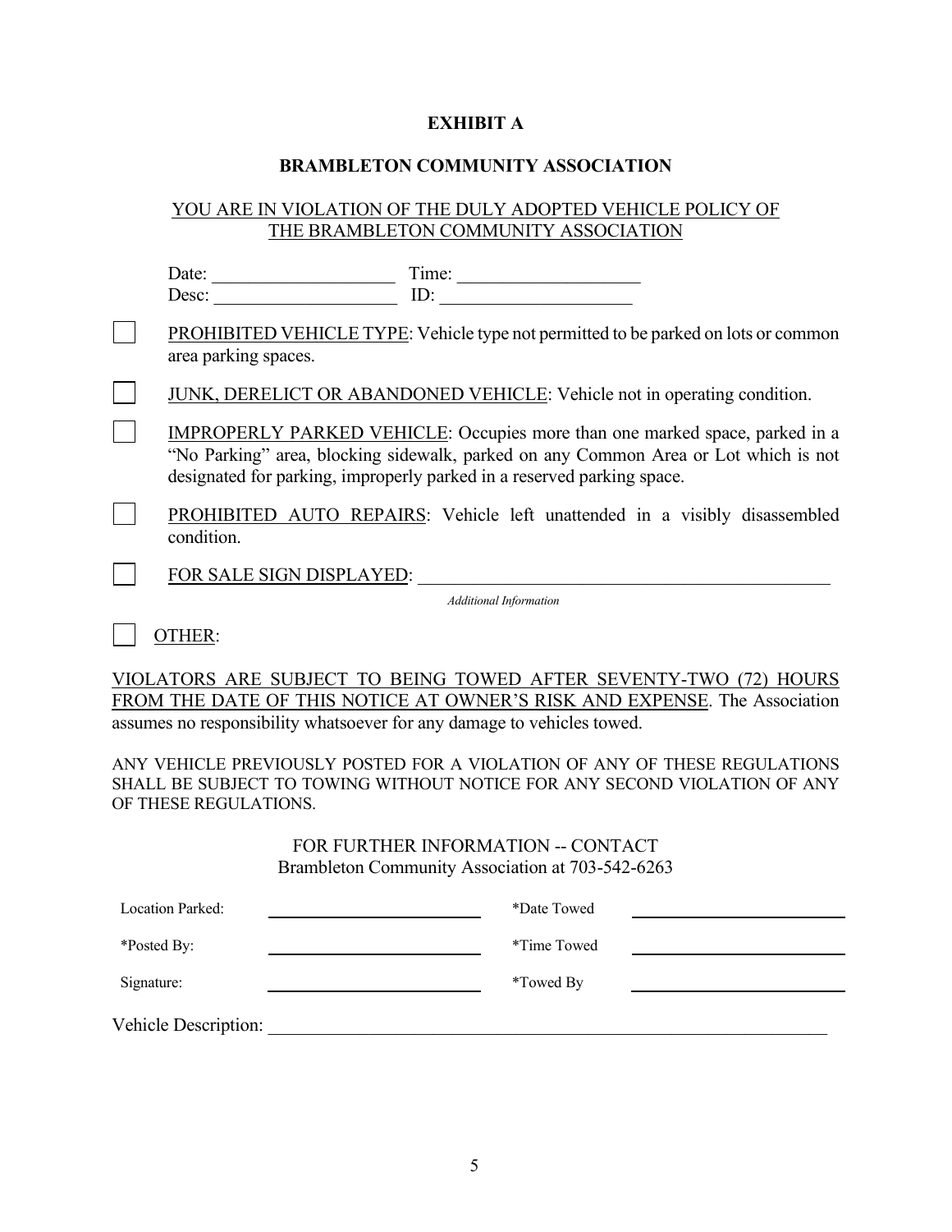# EXHIBIT A

## BRAMBLETON COMMUNITY ASSOCIATION

YOU ARE IN VIOLATION OF THE DULY ADOPTED VEHICLE POLICY OF THE BRAMBLETON COMMUNITY ASSOCIATION

Date: ____________________ Time: ____________________
Desc: ____________________ ID: ____________________

- [ ] PROHIBITED VEHICLE TYPE: Vehicle type not permitted to be parked on lots or common area parking spaces.
- [ ] JUNK, DERELICT OR ABANDONED VEHICLE: Vehicle not in operating condition.
- [ ] IMPROPERLY PARKED VEHICLE: Occupies more than one marked space, parked in a "No Parking" area, blocking sidewalk, parked on any Common Area or Lot which is not designated for parking, improperly parked in a reserved parking space.
- [ ] PROHIBITED AUTO REPAIRS: Vehicle left unattended in a visibly disassembled condition.
- [ ] FOR SALE SIGN DISPLAYED: ______________________________________________
  *Additional Information*
- [ ] OTHER:

VIOLATORS ARE SUBJECT TO BEING TOWED AFTER SEVENTY-TWO (72) HOURS FROM THE DATE OF THIS NOTICE AT OWNER'S RISK AND EXPENSE. The Association assumes no responsibility whatsoever for any damage to vehicles towed.

ANY VEHICLE PREVIOUSLY POSTED FOR A VIOLATION OF ANY OF THESE REGULATIONS SHALL BE SUBJECT TO TOWING WITHOUT NOTICE FOR ANY SECOND VIOLATION OF ANY OF THESE REGULATIONS.

FOR FURTHER INFORMATION -- CONTACT
Brambleton Community Association at 703-542-6263

| Location Parked: | ____________________ | *Date Towed | ____________________ |
|---|---|---|---|
| *Posted By: | ____________________ | *Time Towed | ____________________ |
| Signature: | ____________________ | *Towed By | ____________________ |

Vehicle Description: ______________________________________________________________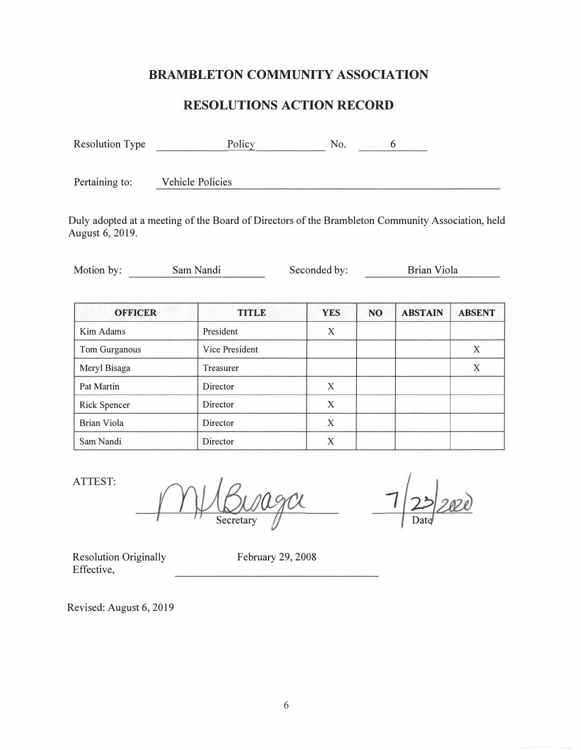# BRAMBLETON COMMUNITY ASSOCIATION

## RESOLUTIONS ACTION RECORD

Resolution Type: Policy  No.: 6

Pertaining to: Vehicle Policies

Duly adopted at a meeting of the Board of Directors of the Brambleton Community Association, held August 6, 2019.

Motion by: Sam Nandi  Seconded by: Brian Viola

| OFFICER | TITLE | YES | NO | ABSTAIN | ABSENT |
|---|---|---|---|---|---|
| Kim Adams | President | X | | | |
| Tom Gurganous | Vice President | | | | X |
| Meryl Bisaga | Treasurer | | | | X |
| Pat Martin | Director | X | | | |
| Rick Spencer | Director | X | | | |
| Brian Viola | Director | X | | | |
| Sam Nandi | Director | X | | | |

ATTEST: M H Bisaga  
Secretary

7/23/2020  
Date

Resolution Originally Effective, February 29, 2008

Revised: August 6, 2019